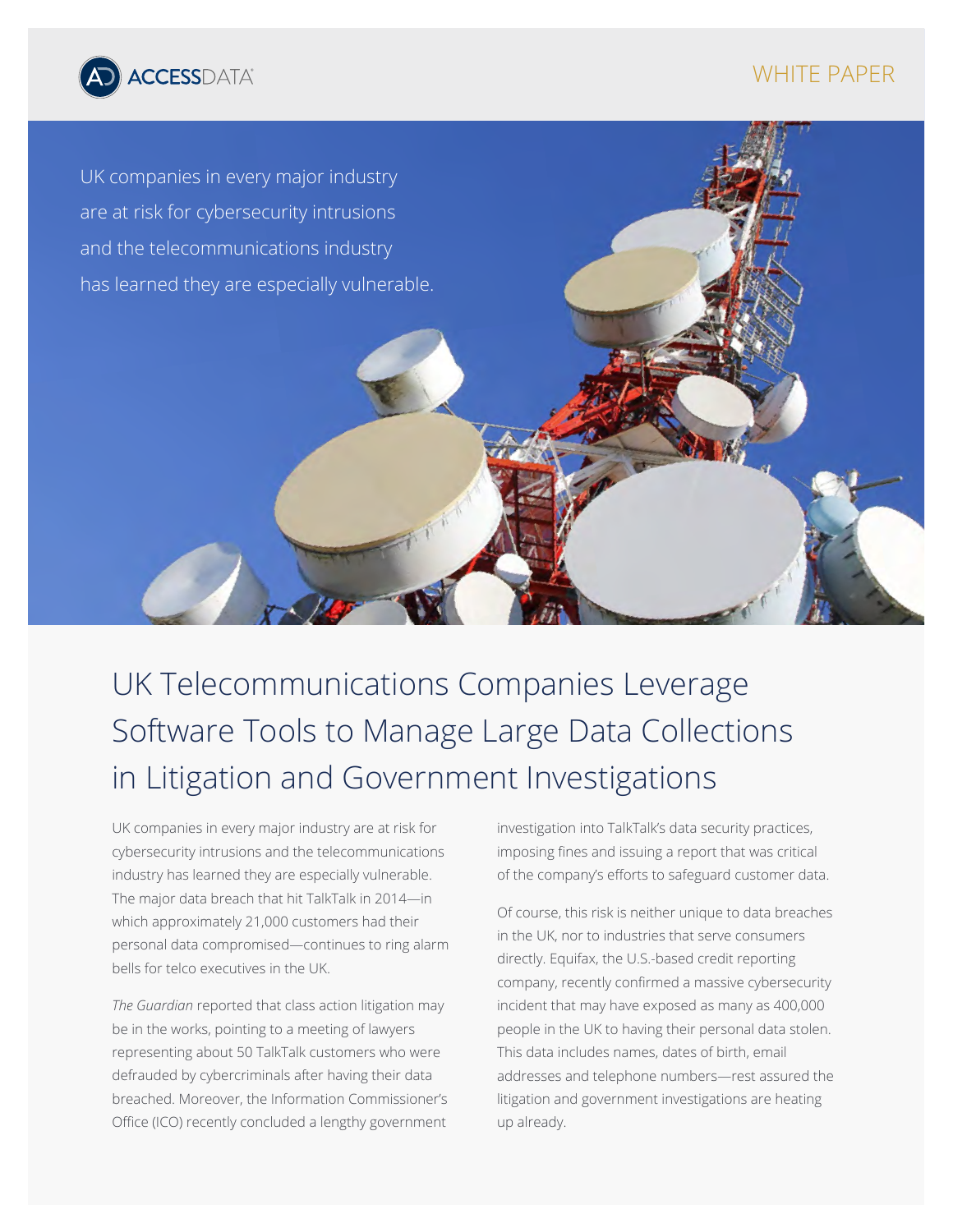ACCESSDATA

WHITE PAPER

UK companies in every major industry are at risk for cybersecurity intrusions and the telecommunications industry has learned they are especially vulnerable.

# UK Telecommunications Companies Leverage Software Tools to Manage Large Data Collections in Litigation and Government Investigations

UK companies in every major industry are at risk for cybersecurity intrusions and the telecommunications industry has learned they are especially vulnerable. The major data breach that hit TalkTalk in 2014—in which approximately 21,000 customers had their personal data compromised—continues to ring alarm bells for telco executives in the UK.

*The Guardian* reported that class action litigation may be in the works, pointing to a meeting of lawyers representing about 50 TalkTalk customers who were defrauded by cybercriminals after having their data breached. Moreover, the Information Commissioner's Office (ICO) recently concluded a lengthy government investigation into TalkTalk's data security practices, imposing fines and issuing a report that was critical of the company's efforts to safeguard customer data.

Of course, this risk is neither unique to data breaches in the UK, nor to industries that serve consumers directly. Equifax, the U.S.-based credit reporting company, recently confirmed a massive cybersecurity incident that may have exposed as many as 400,000 people in the UK to having their personal data stolen. This data includes names, dates of birth, email addresses and telephone numbers—rest assured the litigation and government investigations are heating up already.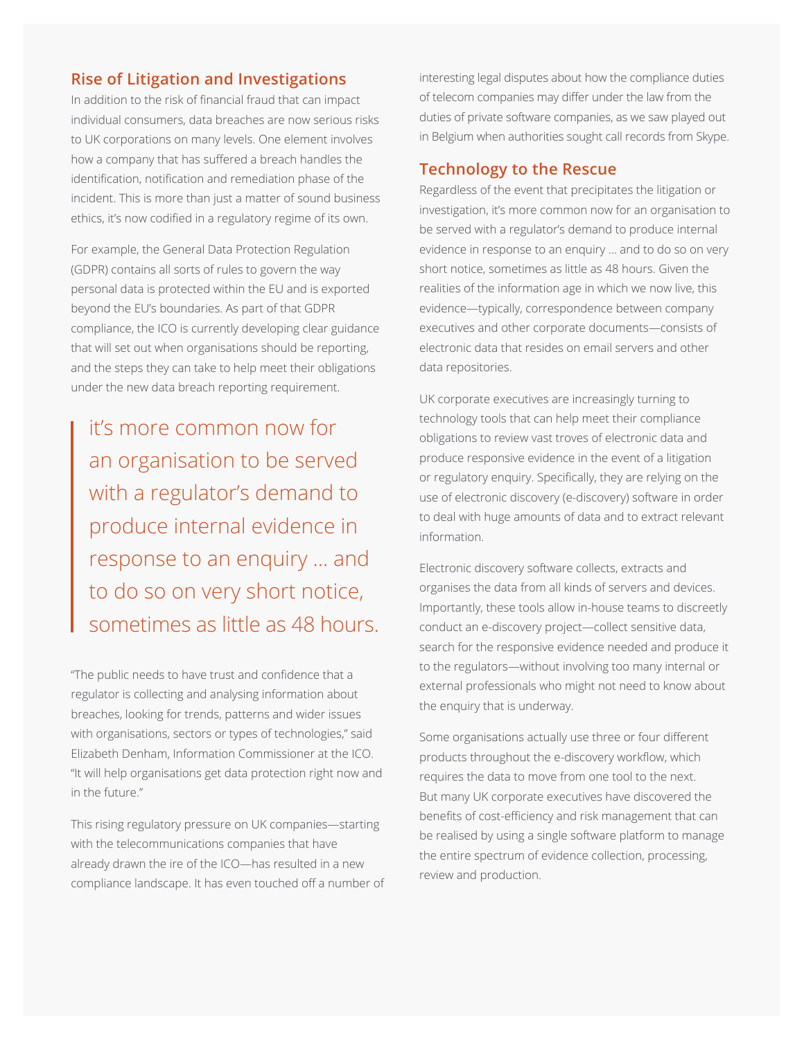## Rise of Litigation and Investigations

In addition to the risk of financial fraud that can impact individual consumers, data breaches are now serious risks to UK corporations on many levels. One element involves how a company that has suffered a breach handles the identification, notification and remediation phase of the incident. This is more than just a matter of sound business ethics, it's now codified in a regulatory regime of its own.

For example, the General Data Protection Regulation (GDPR) contains all sorts of rules to govern the way personal data is protected within the EU and is exported beyond the EU's boundaries. As part of that GDPR compliance, the ICO is currently developing clear guidance that will set out when organisations should be reporting, and the steps they can take to help meet their obligations under the new data breach reporting requirement.

> it's more common now for an organisation to be served with a regulator's demand to produce internal evidence in response to an enquiry … and to do so on very short notice, sometimes as little as 48 hours.

"The public needs to have trust and confidence that a regulator is collecting and analysing information about breaches, looking for trends, patterns and wider issues with organisations, sectors or types of technologies," said Elizabeth Denham, Information Commissioner at the ICO. "It will help organisations get data protection right now and in the future."

This rising regulatory pressure on UK companies—starting with the telecommunications companies that have already drawn the ire of the ICO—has resulted in a new compliance landscape. It has even touched off a number of interesting legal disputes about how the compliance duties of telecom companies may differ under the law from the duties of private software companies, as we saw played out in Belgium when authorities sought call records from Skype.

## Technology to the Rescue

Regardless of the event that precipitates the litigation or investigation, it's more common now for an organisation to be served with a regulator's demand to produce internal evidence in response to an enquiry … and to do so on very short notice, sometimes as little as 48 hours. Given the realities of the information age in which we now live, this evidence—typically, correspondence between company executives and other corporate documents—consists of electronic data that resides on email servers and other data repositories.

UK corporate executives are increasingly turning to technology tools that can help meet their compliance obligations to review vast troves of electronic data and produce responsive evidence in the event of a litigation or regulatory enquiry. Specifically, they are relying on the use of electronic discovery (e-discovery) software in order to deal with huge amounts of data and to extract relevant information.

Electronic discovery software collects, extracts and organises the data from all kinds of servers and devices. Importantly, these tools allow in-house teams to discreetly conduct an e-discovery project—collect sensitive data, search for the responsive evidence needed and produce it to the regulators—without involving too many internal or external professionals who might not need to know about the enquiry that is underway.

Some organisations actually use three or four different products throughout the e-discovery workflow, which requires the data to move from one tool to the next. But many UK corporate executives have discovered the benefits of cost-efficiency and risk management that can be realised by using a single software platform to manage the entire spectrum of evidence collection, processing, review and production.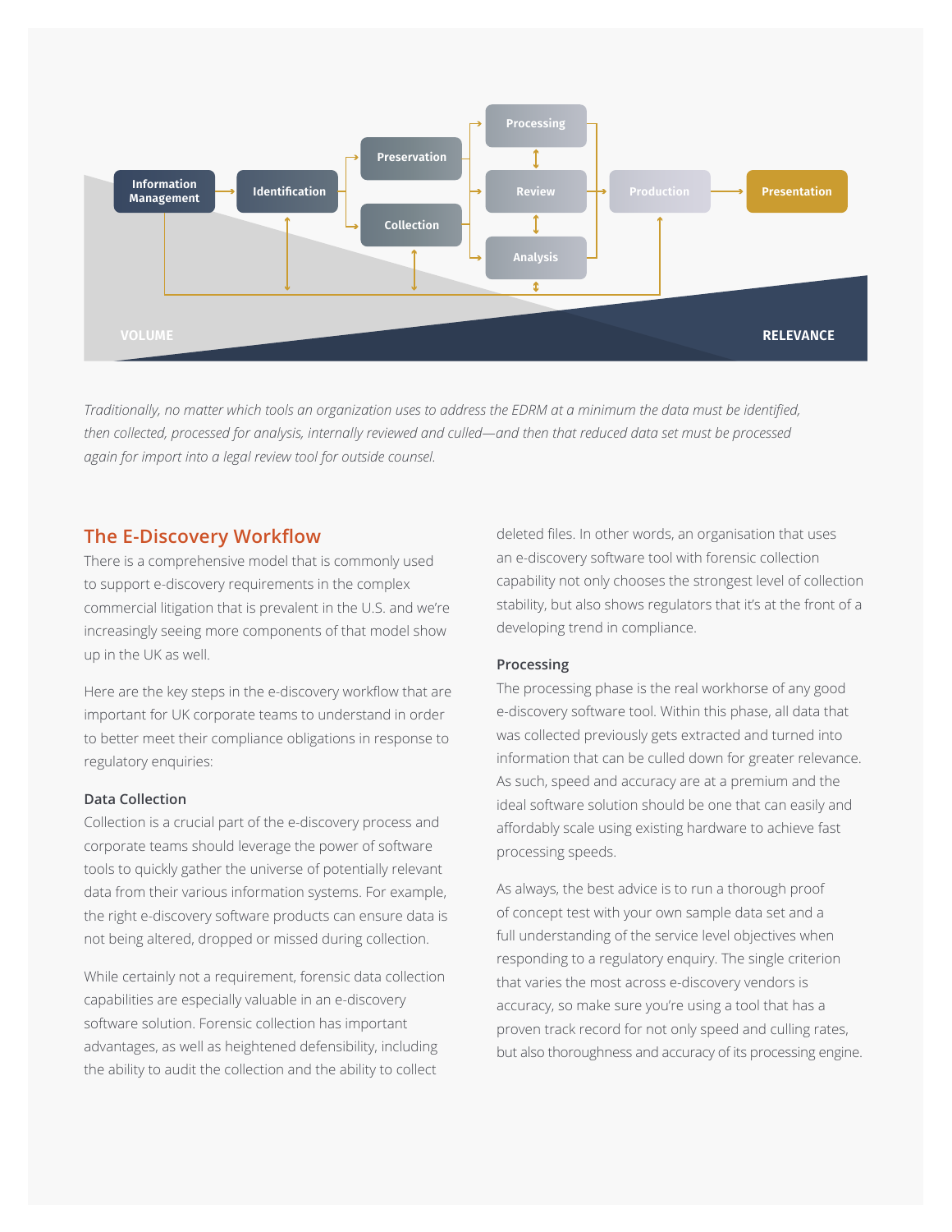Information Management → Identification → Preservation / Collection → Processing / Review / Analysis → Production → Presentation

VOLUME — RELEVANCE

*Traditionally, no matter which tools an organization uses to address the EDRM at a minimum the data must be identified, then collected, processed for analysis, internally reviewed and culled—and then that reduced data set must be processed again for import into a legal review tool for outside counsel.*

## The E-Discovery Workflow

There is a comprehensive model that is commonly used to support e-discovery requirements in the complex commercial litigation that is prevalent in the U.S. and we're increasingly seeing more components of that model show up in the UK as well.

Here are the key steps in the e-discovery workflow that are important for UK corporate teams to understand in order to better meet their compliance obligations in response to regulatory enquiries:

### Data Collection

Collection is a crucial part of the e-discovery process and corporate teams should leverage the power of software tools to quickly gather the universe of potentially relevant data from their various information systems. For example, the right e-discovery software products can ensure data is not being altered, dropped or missed during collection.

While certainly not a requirement, forensic data collection capabilities are especially valuable in an e-discovery software solution. Forensic collection has important advantages, as well as heightened defensibility, including the ability to audit the collection and the ability to collect deleted files. In other words, an organisation that uses an e-discovery software tool with forensic collection capability not only chooses the strongest level of collection stability, but also shows regulators that it's at the front of a developing trend in compliance.

### Processing

The processing phase is the real workhorse of any good e-discovery software tool. Within this phase, all data that was collected previously gets extracted and turned into information that can be culled down for greater relevance. As such, speed and accuracy are at a premium and the ideal software solution should be one that can easily and affordably scale using existing hardware to achieve fast processing speeds.

As always, the best advice is to run a thorough proof of concept test with your own sample data set and a full understanding of the service level objectives when responding to a regulatory enquiry. The single criterion that varies the most across e-discovery vendors is accuracy, so make sure you're using a tool that has a proven track record for not only speed and culling rates, but also thoroughness and accuracy of its processing engine.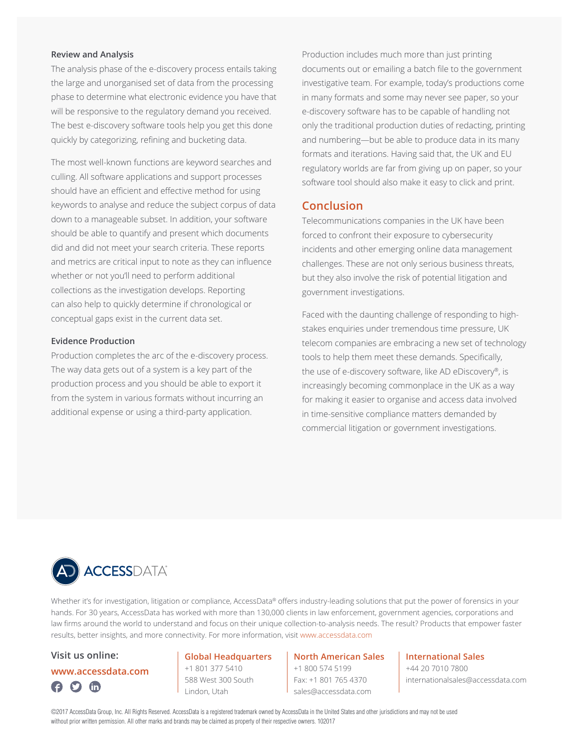### Review and Analysis

The analysis phase of the e-discovery process entails taking the large and unorganised set of data from the processing phase to determine what electronic evidence you have that will be responsive to the regulatory demand you received. The best e-discovery software tools help you get this done quickly by categorizing, refining and bucketing data.

The most well-known functions are keyword searches and culling. All software applications and support processes should have an efficient and effective method for using keywords to analyse and reduce the subject corpus of data down to a manageable subset. In addition, your software should be able to quantify and present which documents did and did not meet your search criteria. These reports and metrics are critical input to note as they can influence whether or not you'll need to perform additional collections as the investigation develops. Reporting can also help to quickly determine if chronological or conceptual gaps exist in the current data set.

### Evidence Production

Production completes the arc of the e-discovery process. The way data gets out of a system is a key part of the production process and you should be able to export it from the system in various formats without incurring an additional expense or using a third-party application.

Production includes much more than just printing documents out or emailing a batch file to the government investigative team. For example, today's productions come in many formats and some may never see paper, so your e-discovery software has to be capable of handling not only the traditional production duties of redacting, printing and numbering—but be able to produce data in its many formats and iterations. Having said that, the UK and EU regulatory worlds are far from giving up on paper, so your software tool should also make it easy to click and print.

## Conclusion

Telecommunications companies in the UK have been forced to confront their exposure to cybersecurity incidents and other emerging online data management challenges. These are not only serious business threats, but they also involve the risk of potential litigation and government investigations.

Faced with the daunting challenge of responding to high-stakes enquiries under tremendous time pressure, UK telecom companies are embracing a new set of technology tools to help them meet these demands. Specifically, the use of e-discovery software, like AD eDiscovery®, is increasingly becoming commonplace in the UK as a way for making it easier to organise and access data involved in time-sensitive compliance matters demanded by commercial litigation or government investigations.

ACCESSDATA®

Whether it's for investigation, litigation or compliance, AccessData® offers industry-leading solutions that put the power of forensics in your hands. For 30 years, AccessData has worked with more than 130,000 clients in law enforcement, government agencies, corporations and law firms around the world to understand and focus on their unique collection-to-analysis needs. The result? Products that empower faster results, better insights, and more connectivity. For more information, visit www.accessdata.com

**Visit us online:**
**www.accessdata.com**

**Global Headquarters**
+1 801 377 5410
588 West 300 South
Lindon, Utah

**North American Sales**
+1 800 574 5199
Fax: +1 801 765 4370
sales@accessdata.com

**International Sales**
+44 20 7010 7800
internationalsales@accessdata.com

©2017 AccessData Group, Inc. All Rights Reserved. AccessData is a registered trademark owned by AccessData in the United States and other jurisdictions and may not be used without prior written permission. All other marks and brands may be claimed as property of their respective owners. 102017